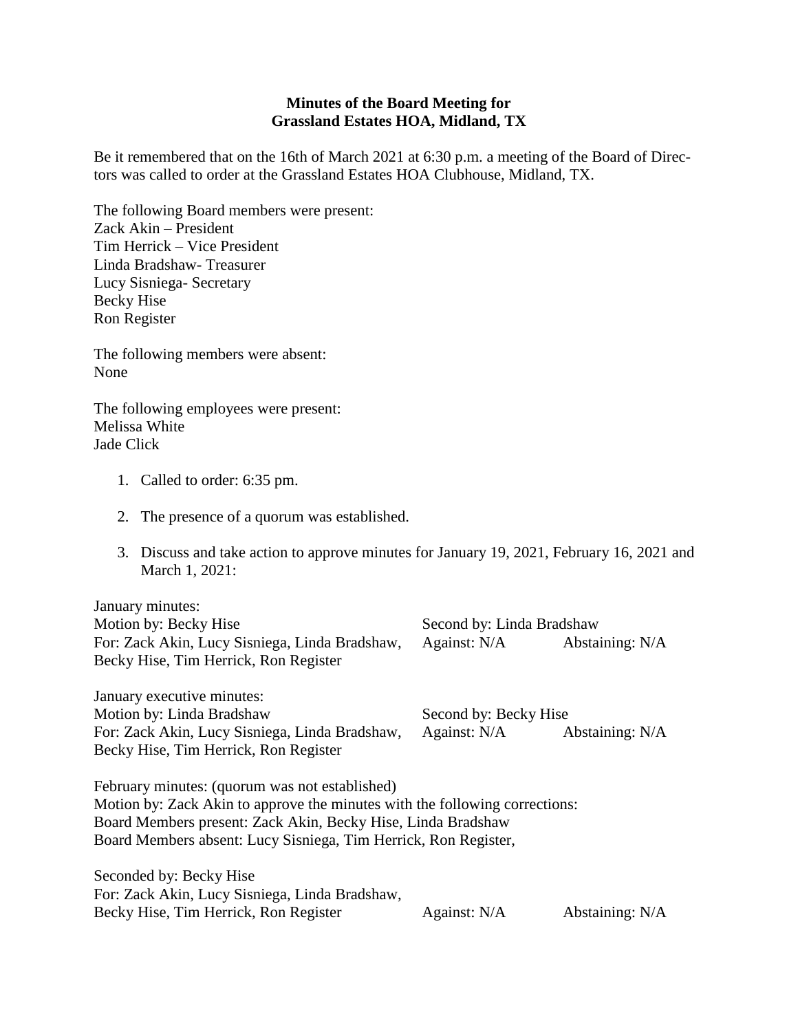**Minutes of the Board Meeting for**
**Grassland Estates HOA, Midland, TX**

Be it remembered that on the 16th of March 2021 at 6:30 p.m. a meeting of the Board of Directors was called to order at the Grassland Estates HOA Clubhouse, Midland, TX.

The following Board members were present:
Zack Akin – President
Tim Herrick – Vice President
Linda Bradshaw- Treasurer
Lucy Sisniega- Secretary
Becky Hise
Ron Register

The following members were absent:
None

The following employees were present:
Melissa White
Jade Click

1. Called to order: 6:35 pm.

2. The presence of a quorum was established.

3. Discuss and take action to approve minutes for January 19, 2021, February 16, 2021 and March 1, 2021:

January minutes:
Motion by: Becky Hise — Second by: Linda Bradshaw
For: Zack Akin, Lucy Sisniega, Linda Bradshaw, Becky Hise, Tim Herrick, Ron Register — Against: N/A — Abstaining: N/A

January executive minutes:
Motion by: Linda Bradshaw — Second by: Becky Hise
For: Zack Akin, Lucy Sisniega, Linda Bradshaw, Becky Hise, Tim Herrick, Ron Register — Against: N/A — Abstaining: N/A

February minutes: (quorum was not established)
Motion by: Zack Akin to approve the minutes with the following corrections:
Board Members present: Zack Akin, Becky Hise, Linda Bradshaw
Board Members absent: Lucy Sisniega, Tim Herrick, Ron Register,

Seconded by: Becky Hise
For: Zack Akin, Lucy Sisniega, Linda Bradshaw, Becky Hise, Tim Herrick, Ron Register — Against: N/A — Abstaining: N/A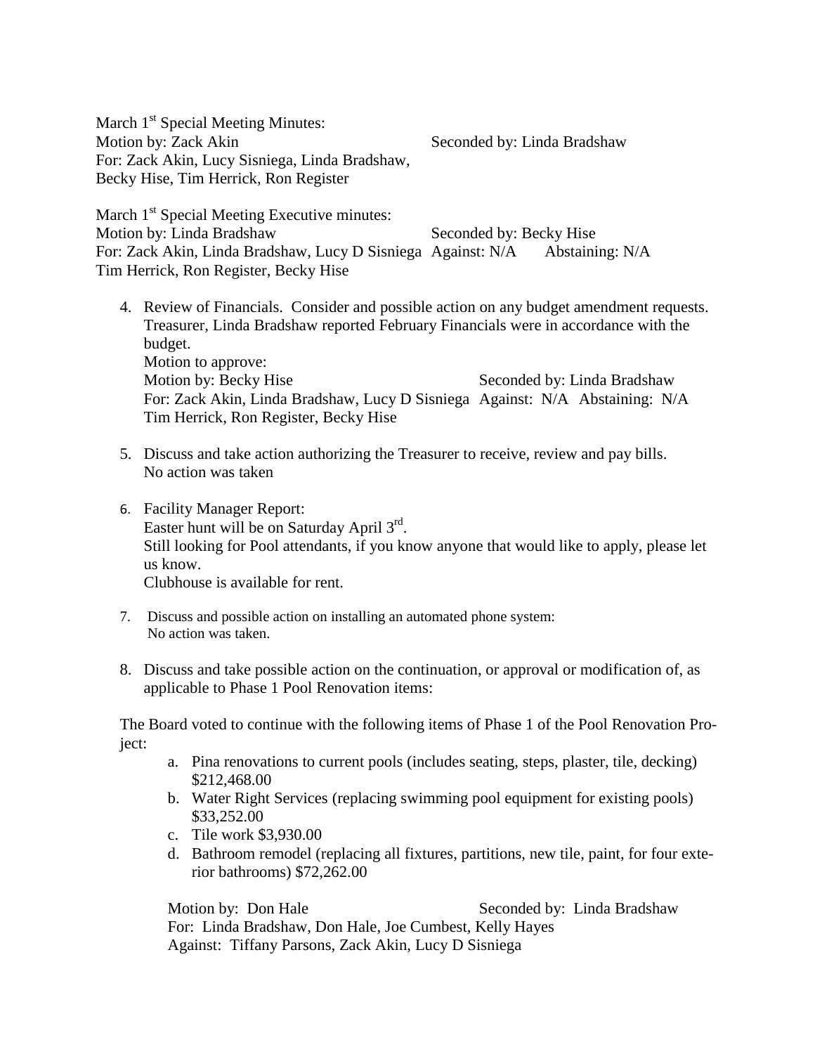March 1st Special Meeting Minutes:
Motion by: Zack Akin Seconded by: Linda Bradshaw
For: Zack Akin, Lucy Sisniega, Linda Bradshaw,
Becky Hise, Tim Herrick, Ron Register

March 1st Special Meeting Executive minutes:
Motion by: Linda Bradshaw Seconded by: Becky Hise
For: Zack Akin, Linda Bradshaw, Lucy D Sisniega Against: N/A Abstaining: N/A
Tim Herrick, Ron Register, Becky Hise

4. Review of Financials. Consider and possible action on any budget amendment requests. Treasurer, Linda Bradshaw reported February Financials were in accordance with the budget.
   Motion to approve:
   Motion by: Becky Hise Seconded by: Linda Bradshaw
   For: Zack Akin, Linda Bradshaw, Lucy D Sisniega Against: N/A Abstaining: N/A
   Tim Herrick, Ron Register, Becky Hise

5. Discuss and take action authorizing the Treasurer to receive, review and pay bills.
   No action was taken

6. Facility Manager Report:
   Easter hunt will be on Saturday April 3rd.
   Still looking for Pool attendants, if you know anyone that would like to apply, please let us know.
   Clubhouse is available for rent.

7. Discuss and possible action on installing an automated phone system:
   No action was taken.

8. Discuss and take possible action on the continuation, or approval or modification of, as applicable to Phase 1 Pool Renovation items:

The Board voted to continue with the following items of Phase 1 of the Pool Renovation Project:

a. Pina renovations to current pools (includes seating, steps, plaster, tile, decking) $212,468.00
b. Water Right Services (replacing swimming pool equipment for existing pools) $33,252.00
c. Tile work $3,930.00
d. Bathroom remodel (replacing all fixtures, partitions, new tile, paint, for four exterior bathrooms) $72,262.00

Motion by: Don Hale Seconded by: Linda Bradshaw
For: Linda Bradshaw, Don Hale, Joe Cumbest, Kelly Hayes
Against: Tiffany Parsons, Zack Akin, Lucy D Sisniega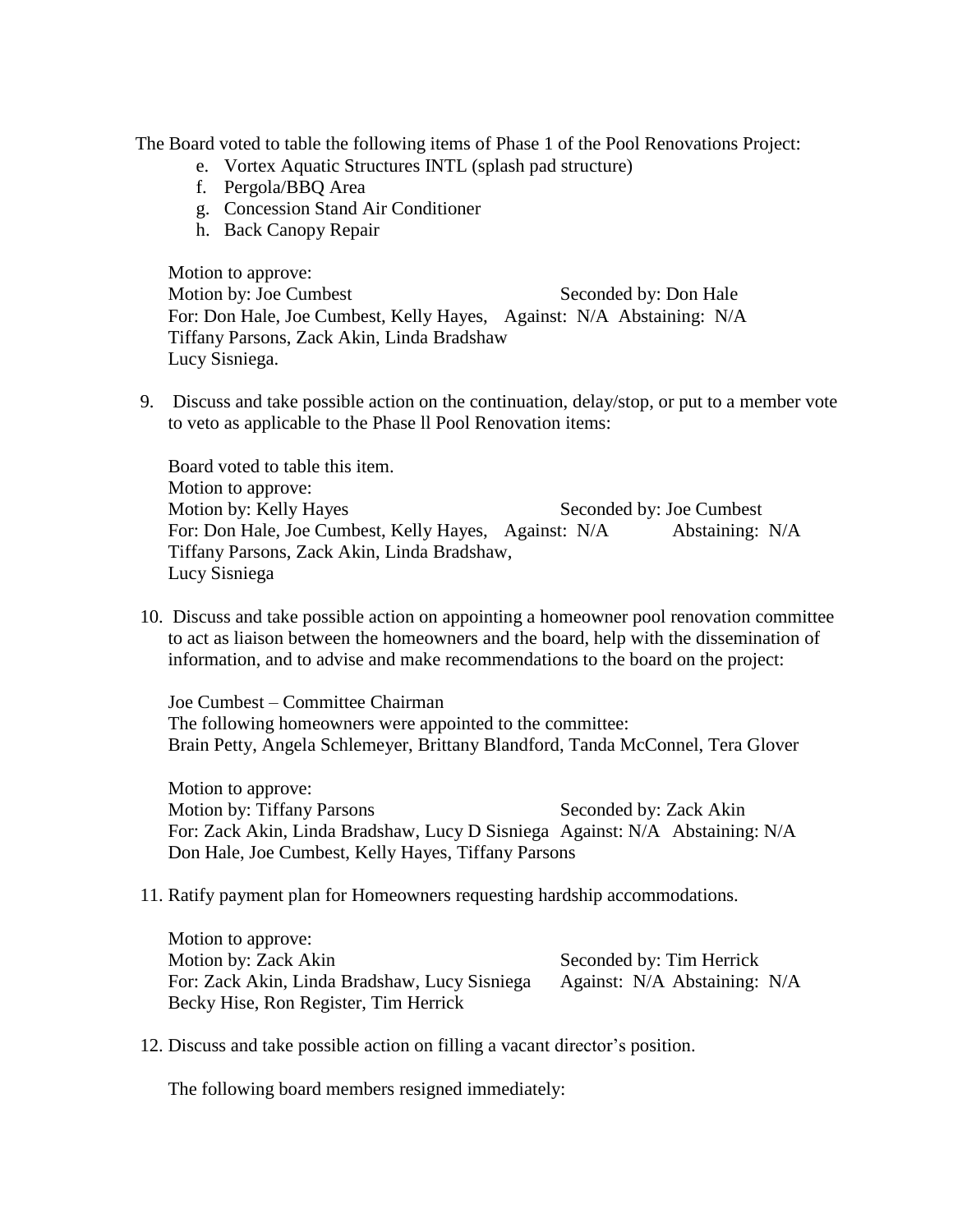The Board voted to table the following items of Phase 1 of the Pool Renovations Project:

e. Vortex Aquatic Structures INTL (splash pad structure)
f. Pergola/BBQ Area
g. Concession Stand Air Conditioner
h. Back Canopy Repair

Motion to approve:
Motion by: Joe Cumbest Seconded by: Don Hale
For: Don Hale, Joe Cumbest, Kelly Hayes, Tiffany Parsons, Zack Akin, Linda Bradshaw Lucy Sisniega. Against: N/A Abstaining: N/A

9. Discuss and take possible action on the continuation, delay/stop, or put to a member vote to veto as applicable to the Phase ll Pool Renovation items:

   Board voted to table this item.
   Motion to approve:
   Motion by: Kelly Hayes Seconded by: Joe Cumbest
   For: Don Hale, Joe Cumbest, Kelly Hayes, Tiffany Parsons, Zack Akin, Linda Bradshaw, Lucy Sisniega Against: N/A Abstaining: N/A

10. Discuss and take possible action on appointing a homeowner pool renovation committee to act as liaison between the homeowners and the board, help with the dissemination of information, and to advise and make recommendations to the board on the project:

    Joe Cumbest – Committee Chairman
    The following homeowners were appointed to the committee:
    Brain Petty, Angela Schlemeyer, Brittany Blandford, Tanda McConnel, Tera Glover

    Motion to approve:
    Motion by: Tiffany Parsons Seconded by: Zack Akin
    For: Zack Akin, Linda Bradshaw, Lucy D Sisniega Don Hale, Joe Cumbest, Kelly Hayes, Tiffany Parsons Against: N/A Abstaining: N/A

11. Ratify payment plan for Homeowners requesting hardship accommodations.

    Motion to approve:
    Motion by: Zack Akin Seconded by: Tim Herrick
    For: Zack Akin, Linda Bradshaw, Lucy Sisniega Becky Hise, Ron Register, Tim Herrick Against: N/A Abstaining: N/A

12. Discuss and take possible action on filling a vacant director's position.

    The following board members resigned immediately: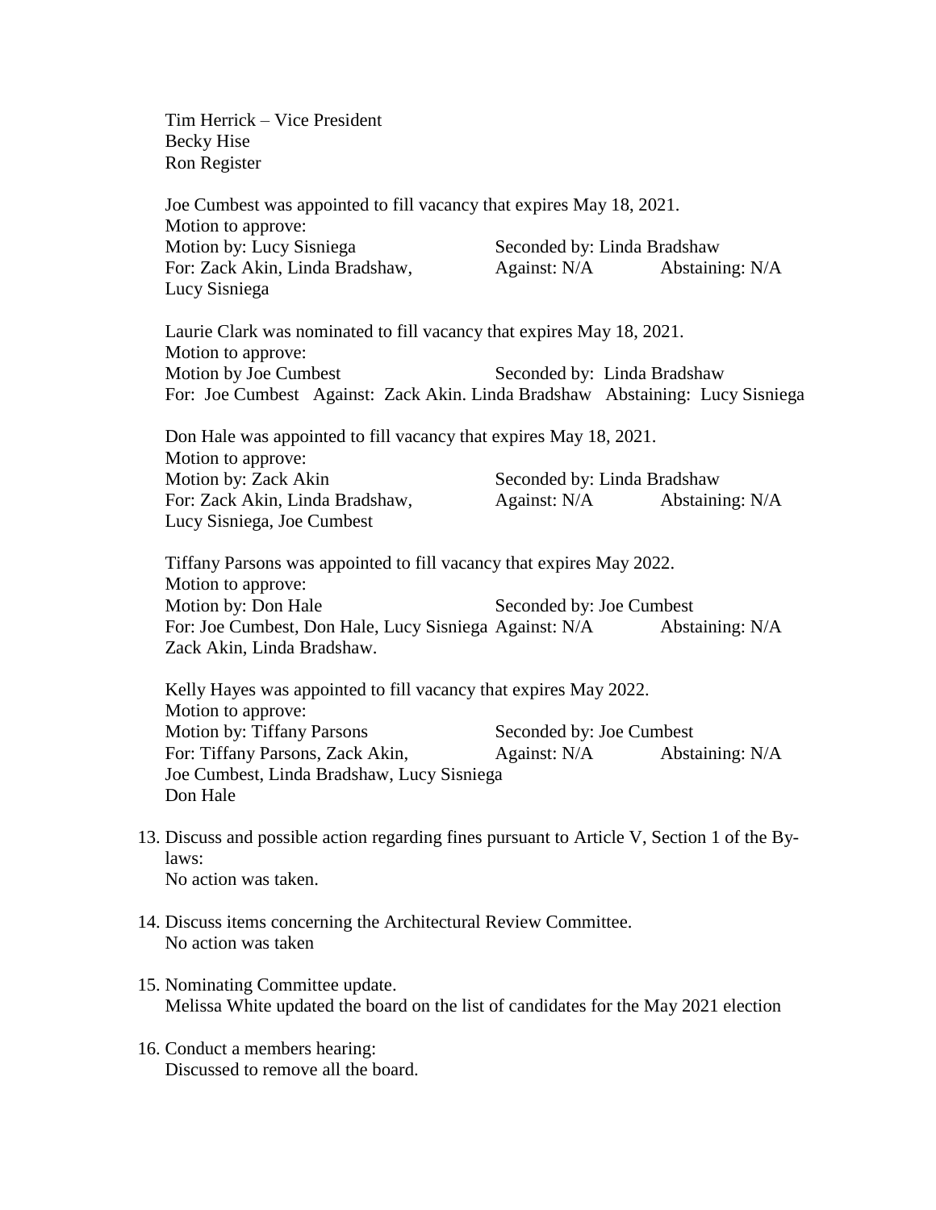Tim Herrick – Vice President
Becky Hise
Ron Register

Joe Cumbest was appointed to fill vacancy that expires May 18, 2021.
Motion to approve:
Motion by: Lucy Sisniega Seconded by: Linda Bradshaw
For: Zack Akin, Linda Bradshaw, Lucy Sisniega Against: N/A Abstaining: N/A

Laurie Clark was nominated to fill vacancy that expires May 18, 2021.
Motion to approve:
Motion by Joe Cumbest Seconded by: Linda Bradshaw
For: Joe Cumbest Against: Zack Akin. Linda Bradshaw Abstaining: Lucy Sisniega

Don Hale was appointed to fill vacancy that expires May 18, 2021.
Motion to approve:
Motion by: Zack Akin Seconded by: Linda Bradshaw
For: Zack Akin, Linda Bradshaw, Lucy Sisniega, Joe Cumbest Against: N/A Abstaining: N/A

Tiffany Parsons was appointed to fill vacancy that expires May 2022.
Motion to approve:
Motion by: Don Hale Seconded by: Joe Cumbest
For: Joe Cumbest, Don Hale, Lucy Sisniega Zack Akin, Linda Bradshaw. Against: N/A Abstaining: N/A

Kelly Hayes was appointed to fill vacancy that expires May 2022.
Motion to approve:
Motion by: Tiffany Parsons Seconded by: Joe Cumbest
For: Tiffany Parsons, Zack Akin, Joe Cumbest, Linda Bradshaw, Lucy Sisniega Don Hale Against: N/A Abstaining: N/A

13. Discuss and possible action regarding fines pursuant to Article V, Section 1 of the By-laws:
    No action was taken.

14. Discuss items concerning the Architectural Review Committee.
    No action was taken

15. Nominating Committee update.
    Melissa White updated the board on the list of candidates for the May 2021 election

16. Conduct a members hearing:
    Discussed to remove all the board.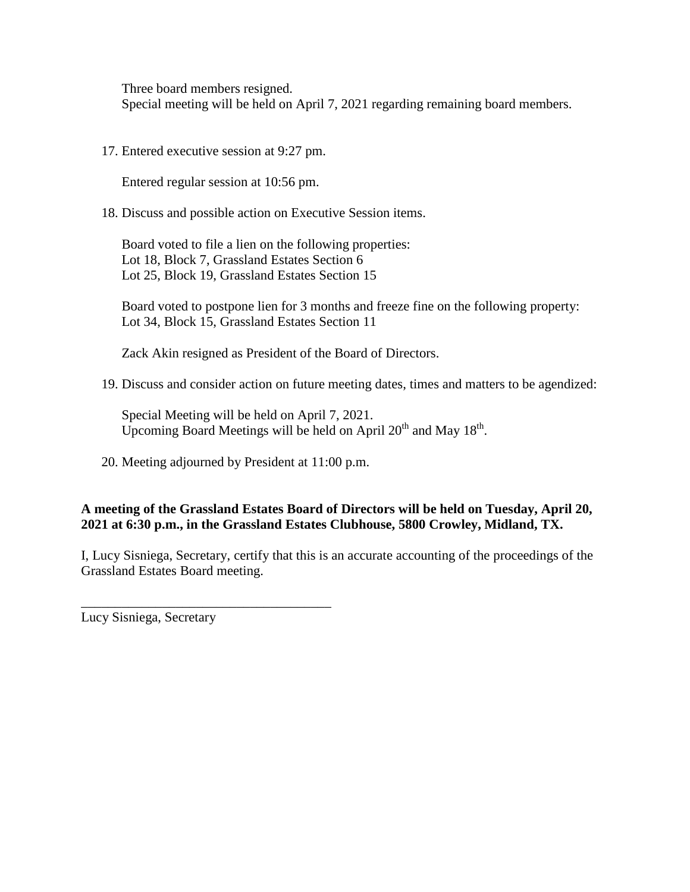Three board members resigned.
Special meeting will be held on April 7, 2021 regarding remaining board members.

17. Entered executive session at 9:27 pm.

    Entered regular session at 10:56 pm.

18. Discuss and possible action on Executive Session items.

    Board voted to file a lien on the following properties:
    Lot 18, Block 7, Grassland Estates Section 6
    Lot 25, Block 19, Grassland Estates Section 15

    Board voted to postpone lien for 3 months and freeze fine on the following property:
    Lot 34, Block 15, Grassland Estates Section 11

    Zack Akin resigned as President of the Board of Directors.

19. Discuss and consider action on future meeting dates, times and matters to be agendized:

    Special Meeting will be held on April 7, 2021.
    Upcoming Board Meetings will be held on April 20th and May 18th.

20. Meeting adjourned by President at 11:00 p.m.

**A meeting of the Grassland Estates Board of Directors will be held on Tuesday, April 20, 2021 at 6:30 p.m., in the Grassland Estates Clubhouse, 5800 Crowley, Midland, TX.**

I, Lucy Sisniega, Secretary, certify that this is an accurate accounting of the proceedings of the Grassland Estates Board meeting.

______________________________________
Lucy Sisniega, Secretary